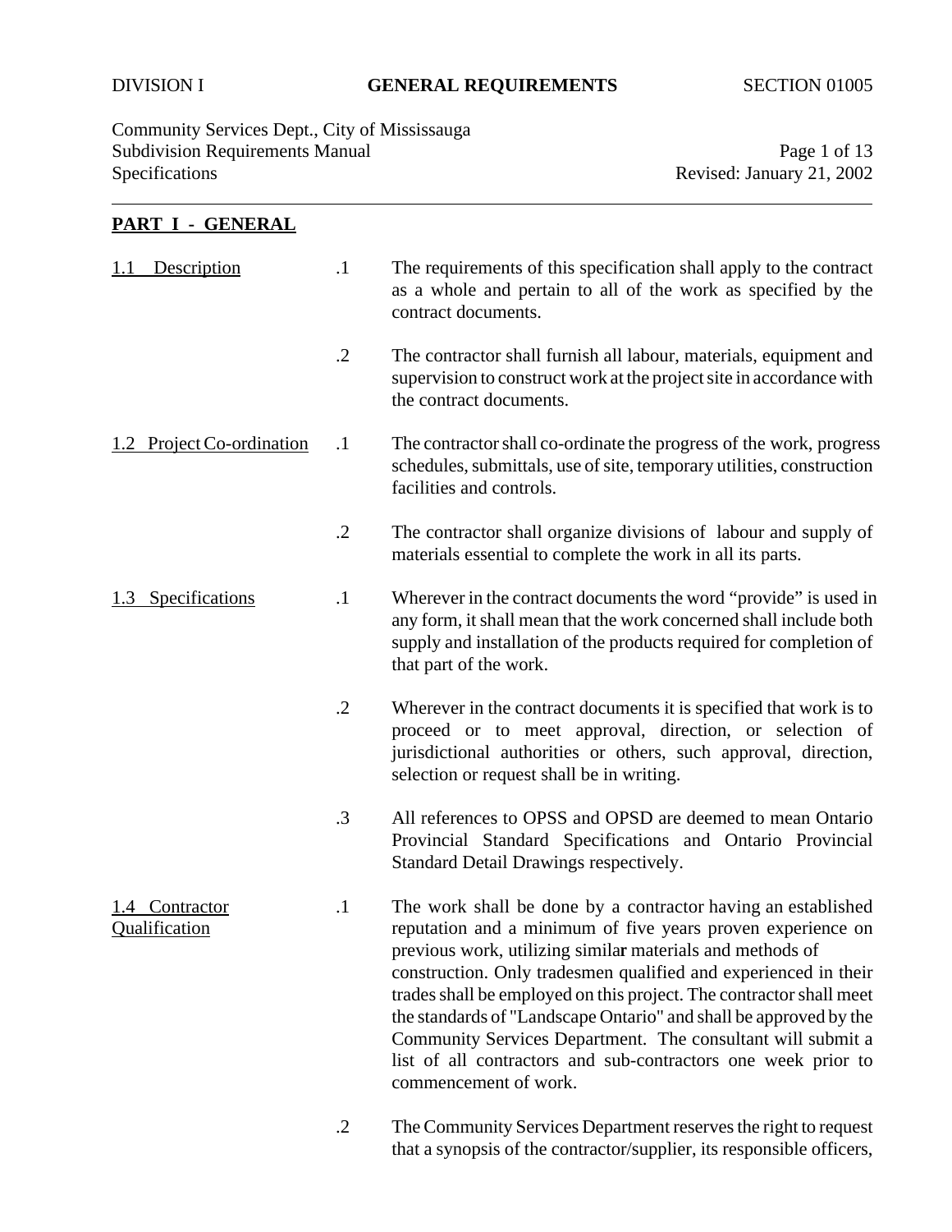DIVISION I **GENERAL REQUIREMENTS** SECTION 01005

Community Services Dept., City of Mississauga
Subdivision Requirements Manual
Specifications
Revised: January 21, 2002

## PART I - GENERAL

### 1.1 Description

.1 The requirements of this specification shall apply to the contract as a whole and pertain to all of the work as specified by the contract documents.

.2 The contractor shall furnish all labour, materials, equipment and supervision to construct work at the project site in accordance with the contract documents.

### 1.2 Project Co-ordination

.1 The contractor shall co-ordinate the progress of the work, progress schedules, submittals, use of site, temporary utilities, construction facilities and controls.

.2 The contractor shall organize divisions of labour and supply of materials essential to complete the work in all its parts.

### 1.3 Specifications

.1 Wherever in the contract documents the word "provide" is used in any form, it shall mean that the work concerned shall include both supply and installation of the products required for completion of that part of the work.

.2 Wherever in the contract documents it is specified that work is to proceed or to meet approval, direction, or selection of jurisdictional authorities or others, such approval, direction, selection or request shall be in writing.

.3 All references to OPSS and OPSD are deemed to mean Ontario Provincial Standard Specifications and Ontario Provincial Standard Detail Drawings respectively.

### 1.4 Contractor Qualification

.1 The work shall be done by a contractor having an established reputation and a minimum of five years proven experience on previous work, utilizing similar materials and methods of construction. Only tradesmen qualified and experienced in their trades shall be employed on this project. The contractor shall meet the standards of "Landscape Ontario" and shall be approved by the Community Services Department. The consultant will submit a list of all contractors and sub-contractors one week prior to commencement of work.

.2 The Community Services Department reserves the right to request that a synopsis of the contractor/supplier, its responsible officers,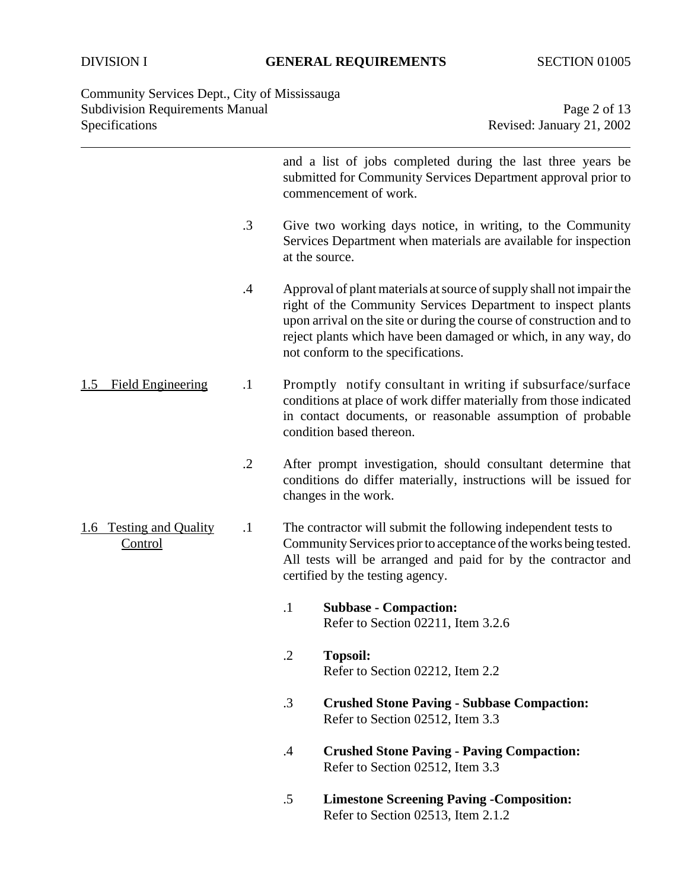and a list of jobs completed during the last three years be submitted for Community Services Department approval prior to commencement of work.

.3 Give two working days notice, in writing, to the Community Services Department when materials are available for inspection at the source.

.4 Approval of plant materials at source of supply shall not impair the right of the Community Services Department to inspect plants upon arrival on the site or during the course of construction and to reject plants which have been damaged or which, in any way, do not conform to the specifications.

## 1.5 Field Engineering

.1 Promptly notify consultant in writing if subsurface/surface conditions at place of work differ materially from those indicated in contact documents, or reasonable assumption of probable condition based thereon.

.2 After prompt investigation, should consultant determine that conditions do differ materially, instructions will be issued for changes in the work.

## 1.6 Testing and Quality Control

.1 The contractor will submit the following independent tests to Community Services prior to acceptance of the works being tested. All tests will be arranged and paid for by the contractor and certified by the testing agency.

- .1 **Subbase - Compaction:**
  Refer to Section 02211, Item 3.2.6

- .2 **Topsoil:**
  Refer to Section 02212, Item 2.2

- .3 **Crushed Stone Paving - Subbase Compaction:**
  Refer to Section 02512, Item 3.3

- .4 **Crushed Stone Paving - Paving Compaction:**
  Refer to Section 02512, Item 3.3

- .5 **Limestone Screening Paving -Composition:**
  Refer to Section 02513, Item 2.1.2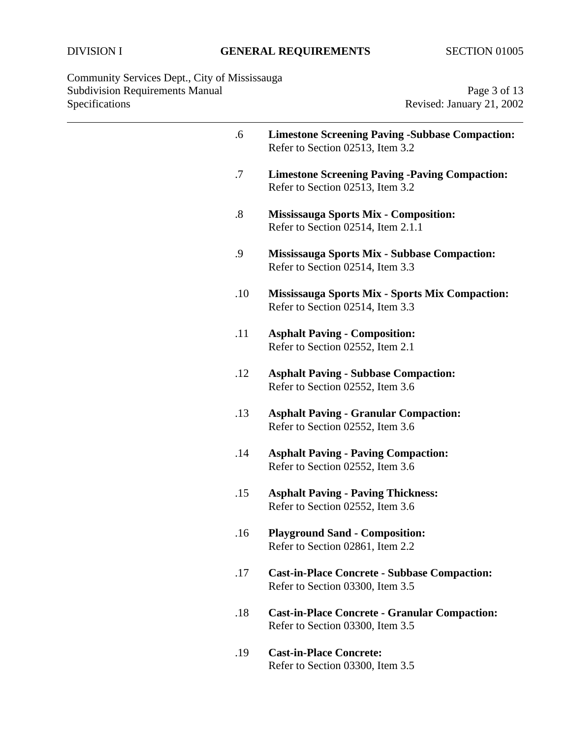.6 **Limestone Screening Paving -Subbase Compaction:**
Refer to Section 02513, Item 3.2

.7 **Limestone Screening Paving -Paving Compaction:**
Refer to Section 02513, Item 3.2

.8 **Mississauga Sports Mix - Composition:**
Refer to Section 02514, Item 2.1.1

.9 **Mississauga Sports Mix - Subbase Compaction:**
Refer to Section 02514, Item 3.3

.10 **Mississauga Sports Mix - Sports Mix Compaction:**
Refer to Section 02514, Item 3.3

.11 **Asphalt Paving - Composition:**
Refer to Section 02552, Item 2.1

.12 **Asphalt Paving - Subbase Compaction:**
Refer to Section 02552, Item 3.6

.13 **Asphalt Paving - Granular Compaction:**
Refer to Section 02552, Item 3.6

.14 **Asphalt Paving - Paving Compaction:**
Refer to Section 02552, Item 3.6

.15 **Asphalt Paving - Paving Thickness:**
Refer to Section 02552, Item 3.6

.16 **Playground Sand - Composition:**
Refer to Section 02861, Item 2.2

.17 **Cast-in-Place Concrete - Subbase Compaction:**
Refer to Section 03300, Item 3.5

.18 **Cast-in-Place Concrete - Granular Compaction:**
Refer to Section 03300, Item 3.5

.19 **Cast-in-Place Concrete:**
Refer to Section 03300, Item 3.5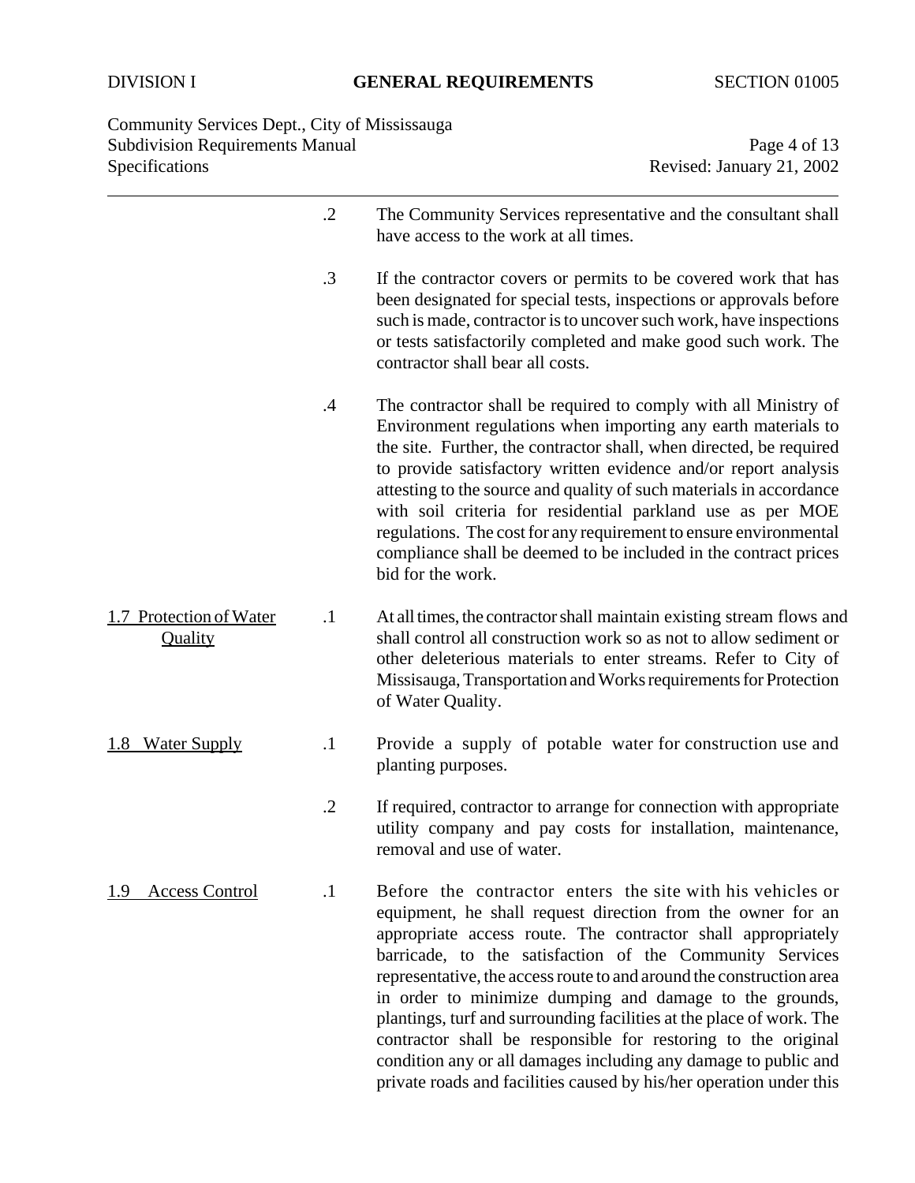.2 The Community Services representative and the consultant shall have access to the work at all times.

.3 If the contractor covers or permits to be covered work that has been designated for special tests, inspections or approvals before such is made, contractor is to uncover such work, have inspections or tests satisfactorily completed and make good such work. The contractor shall bear all costs.

.4 The contractor shall be required to comply with all Ministry of Environment regulations when importing any earth materials to the site. Further, the contractor shall, when directed, be required to provide satisfactory written evidence and/or report analysis attesting to the source and quality of such materials in accordance with soil criteria for residential parkland use as per MOE regulations. The cost for any requirement to ensure environmental compliance shall be deemed to be included in the contract prices bid for the work.

## 1.7 Protection of Water Quality

.1 At all times, the contractor shall maintain existing stream flows and shall control all construction work so as not to allow sediment or other deleterious materials to enter streams. Refer to City of Missisauga, Transportation and Works requirements for Protection of Water Quality.

## 1.8 Water Supply

.1 Provide a supply of potable water for construction use and planting purposes.

.2 If required, contractor to arrange for connection with appropriate utility company and pay costs for installation, maintenance, removal and use of water.

## 1.9 Access Control

.1 Before the contractor enters the site with his vehicles or equipment, he shall request direction from the owner for an appropriate access route. The contractor shall appropriately barricade, to the satisfaction of the Community Services representative, the access route to and around the construction area in order to minimize dumping and damage to the grounds, plantings, turf and surrounding facilities at the place of work. The contractor shall be responsible for restoring to the original condition any or all damages including any damage to public and private roads and facilities caused by his/her operation under this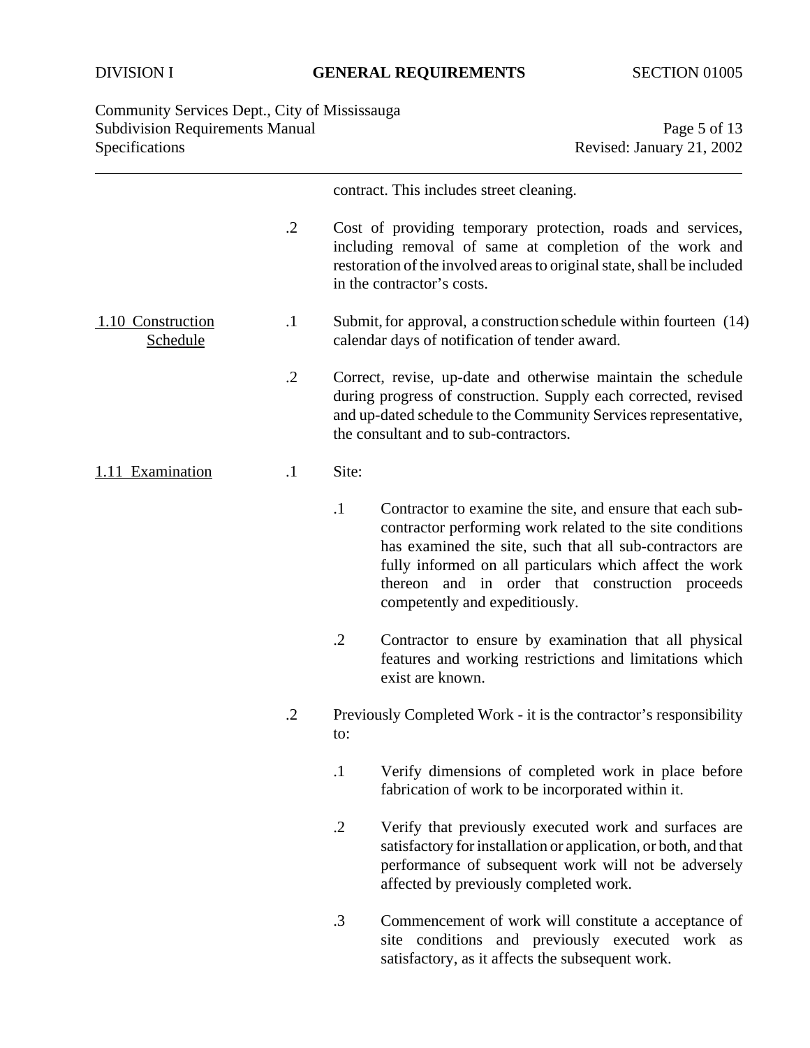contract. This includes street cleaning.

.2 Cost of providing temporary protection, roads and services, including removal of same at completion of the work and restoration of the involved areas to original state, shall be included in the contractor's costs.

### 1.10 Construction Schedule

.1 Submit, for approval, a construction schedule within fourteen (14) calendar days of notification of tender award.

.2 Correct, revise, up-date and otherwise maintain the schedule during progress of construction. Supply each corrected, revised and up-dated schedule to the Community Services representative, the consultant and to sub-contractors.

### 1.11 Examination

.1 Site:

- .1 Contractor to examine the site, and ensure that each sub-contractor performing work related to the site conditions has examined the site, such that all sub-contractors are fully informed on all particulars which affect the work thereon and in order that construction proceeds competently and expeditiously.

- .2 Contractor to ensure by examination that all physical features and working restrictions and limitations which exist are known.

.2 Previously Completed Work - it is the contractor's responsibility to:

- .1 Verify dimensions of completed work in place before fabrication of work to be incorporated within it.

- .2 Verify that previously executed work and surfaces are satisfactory for installation or application, or both, and that performance of subsequent work will not be adversely affected by previously completed work.

- .3 Commencement of work will constitute a acceptance of site conditions and previously executed work as satisfactory, as it affects the subsequent work.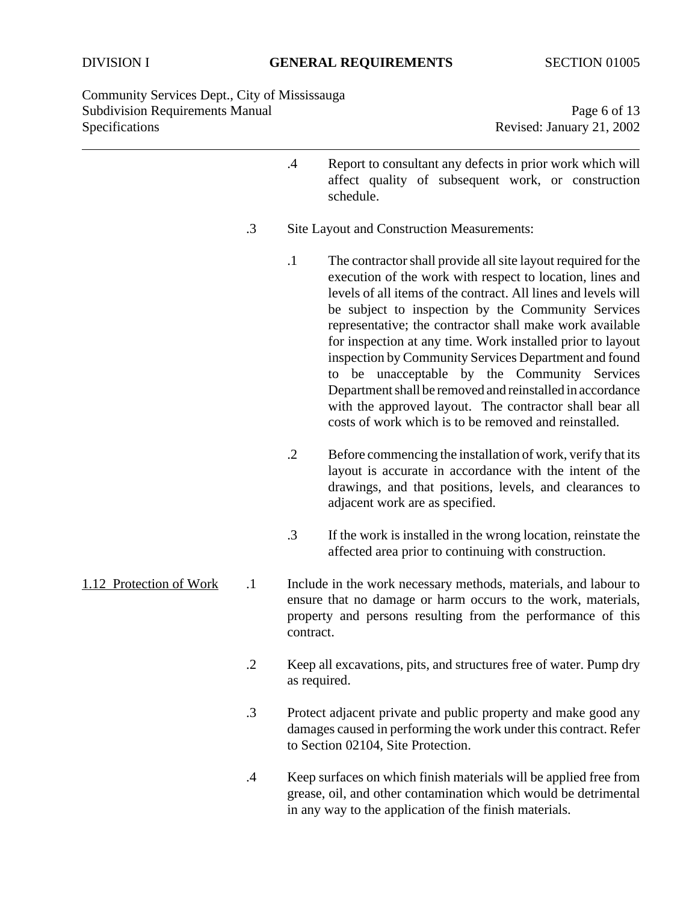.4 Report to consultant any defects in prior work which will affect quality of subsequent work, or construction schedule.

.3 Site Layout and Construction Measurements:

.1 The contractor shall provide all site layout required for the execution of the work with respect to location, lines and levels of all items of the contract. All lines and levels will be subject to inspection by the Community Services representative; the contractor shall make work available for inspection at any time. Work installed prior to layout inspection by Community Services Department and found to be unacceptable by the Community Services Department shall be removed and reinstalled in accordance with the approved layout. The contractor shall bear all costs of work which is to be removed and reinstalled.

.2 Before commencing the installation of work, verify that its layout is accurate in accordance with the intent of the drawings, and that positions, levels, and clearances to adjacent work are as specified.

.3 If the work is installed in the wrong location, reinstate the affected area prior to continuing with construction.

## 1.12 Protection of Work

.1 Include in the work necessary methods, materials, and labour to ensure that no damage or harm occurs to the work, materials, property and persons resulting from the performance of this contract.

.2 Keep all excavations, pits, and structures free of water. Pump dry as required.

.3 Protect adjacent private and public property and make good any damages caused in performing the work under this contract. Refer to Section 02104, Site Protection.

.4 Keep surfaces on which finish materials will be applied free from grease, oil, and other contamination which would be detrimental in any way to the application of the finish materials.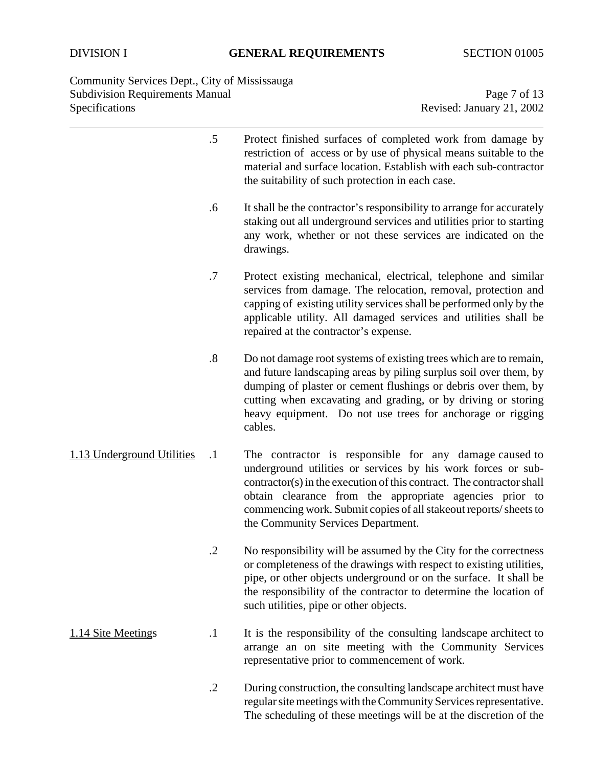.5 Protect finished surfaces of completed work from damage by restriction of access or by use of physical means suitable to the material and surface location. Establish with each sub-contractor the suitability of such protection in each case.

.6 It shall be the contractor's responsibility to arrange for accurately staking out all underground services and utilities prior to starting any work, whether or not these services are indicated on the drawings.

.7 Protect existing mechanical, electrical, telephone and similar services from damage. The relocation, removal, protection and capping of existing utility services shall be performed only by the applicable utility. All damaged services and utilities shall be repaired at the contractor's expense.

.8 Do not damage root systems of existing trees which are to remain, and future landscaping areas by piling surplus soil over them, by dumping of plaster or cement flushings or debris over them, by cutting when excavating and grading, or by driving or storing heavy equipment. Do not use trees for anchorage or rigging cables.

**1.13 Underground Utilities**

.1 The contractor is responsible for any damage caused to underground utilities or services by his work forces or sub-contractor(s) in the execution of this contract. The contractor shall obtain clearance from the appropriate agencies prior to commencing work. Submit copies of all stakeout reports/ sheets to the Community Services Department.

.2 No responsibility will be assumed by the City for the correctness or completeness of the drawings with respect to existing utilities, pipe, or other objects underground or on the surface. It shall be the responsibility of the contractor to determine the location of such utilities, pipe or other objects.

**1.14 Site Meetings**

.1 It is the responsibility of the consulting landscape architect to arrange an on site meeting with the Community Services representative prior to commencement of work.

.2 During construction, the consulting landscape architect must have regular site meetings with the Community Services representative. The scheduling of these meetings will be at the discretion of the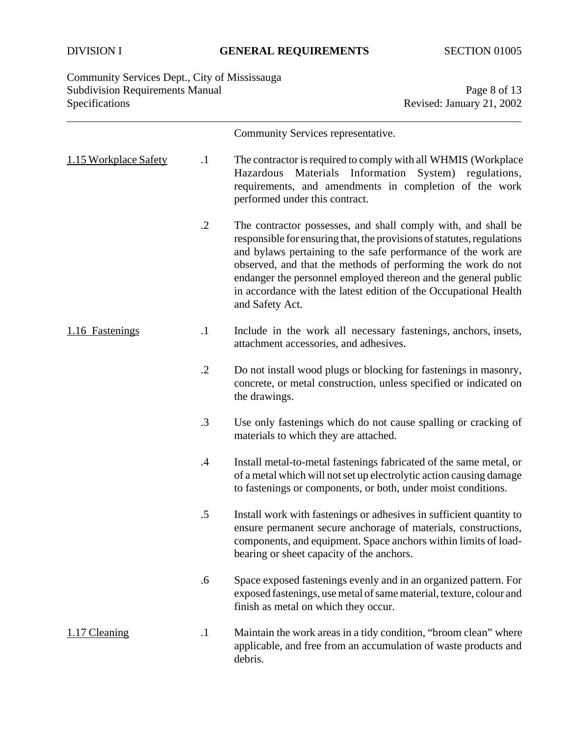Community Services representative.

<u>1.15 Workplace Safety</u>

.1 The contractor is required to comply with all WHMIS (Workplace Hazardous Materials Information System) regulations, requirements, and amendments in completion of the work performed under this contract.

.2 The contractor possesses, and shall comply with, and shall be responsible for ensuring that, the provisions of statutes, regulations and bylaws pertaining to the safe performance of the work are observed, and that the methods of performing the work do not endanger the personnel employed thereon and the general public in accordance with the latest edition of the Occupational Health and Safety Act.

<u>1.16 Fastenings</u>

.1 Include in the work all necessary fastenings, anchors, insets, attachment accessories, and adhesives.

.2 Do not install wood plugs or blocking for fastenings in masonry, concrete, or metal construction, unless specified or indicated on the drawings.

.3 Use only fastenings which do not cause spalling or cracking of materials to which they are attached.

.4 Install metal-to-metal fastenings fabricated of the same metal, or of a metal which will not set up electrolytic action causing damage to fastenings or components, or both, under moist conditions.

.5 Install work with fastenings or adhesives in sufficient quantity to ensure permanent secure anchorage of materials, constructions, components, and equipment. Space anchors within limits of load-bearing or sheet capacity of the anchors.

.6 Space exposed fastenings evenly and in an organized pattern. For exposed fastenings, use metal of same material, texture, colour and finish as metal on which they occur.

<u>1.17 Cleaning</u>

.1 Maintain the work areas in a tidy condition, "broom clean" where applicable, and free from an accumulation of waste products and debris.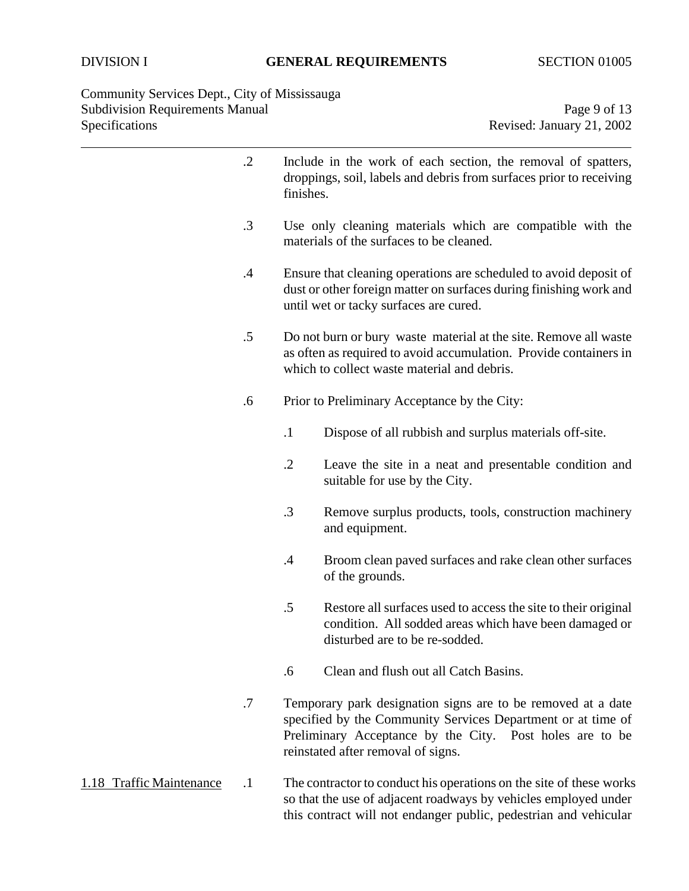.2 Include in the work of each section, the removal of spatters, droppings, soil, labels and debris from surfaces prior to receiving finishes.

.3 Use only cleaning materials which are compatible with the materials of the surfaces to be cleaned.

.4 Ensure that cleaning operations are scheduled to avoid deposit of dust or other foreign matter on surfaces during finishing work and until wet or tacky surfaces are cured.

.5 Do not burn or bury waste material at the site. Remove all waste as often as required to avoid accumulation. Provide containers in which to collect waste material and debris.

.6 Prior to Preliminary Acceptance by the City:

- .1 Dispose of all rubbish and surplus materials off-site.
- .2 Leave the site in a neat and presentable condition and suitable for use by the City.
- .3 Remove surplus products, tools, construction machinery and equipment.
- .4 Broom clean paved surfaces and rake clean other surfaces of the grounds.
- .5 Restore all surfaces used to access the site to their original condition. All sodded areas which have been damaged or disturbed are to be re-sodded.
- .6 Clean and flush out all Catch Basins.

.7 Temporary park designation signs are to be removed at a date specified by the Community Services Department or at time of Preliminary Acceptance by the City. Post holes are to be reinstated after removal of signs.

## 1.18 Traffic Maintenance

.1 The contractor to conduct his operations on the site of these works so that the use of adjacent roadways by vehicles employed under this contract will not endanger public, pedestrian and vehicular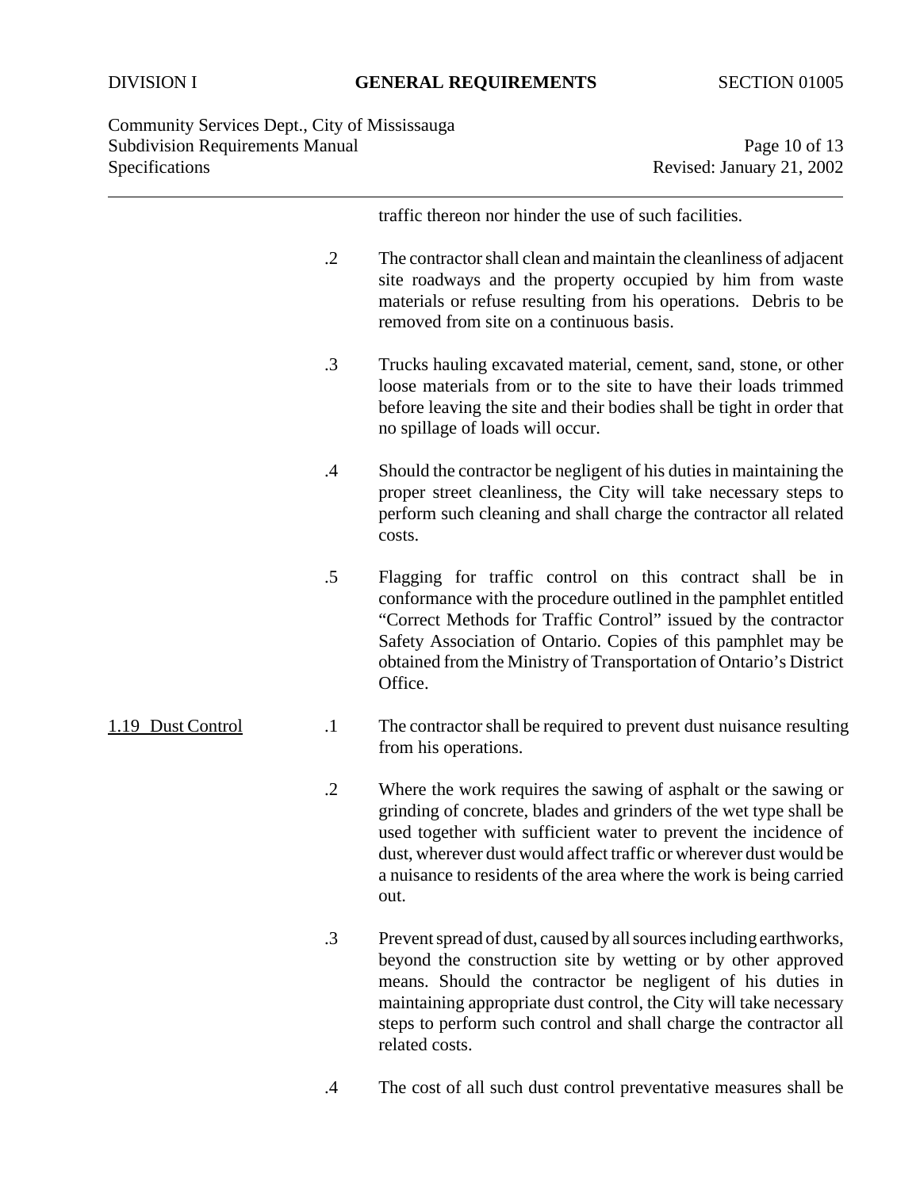traffic thereon nor hinder the use of such facilities.

.2 The contractor shall clean and maintain the cleanliness of adjacent site roadways and the property occupied by him from waste materials or refuse resulting from his operations. Debris to be removed from site on a continuous basis.

.3 Trucks hauling excavated material, cement, sand, stone, or other loose materials from or to the site to have their loads trimmed before leaving the site and their bodies shall be tight in order that no spillage of loads will occur.

.4 Should the contractor be negligent of his duties in maintaining the proper street cleanliness, the City will take necessary steps to perform such cleaning and shall charge the contractor all related costs.

.5 Flagging for traffic control on this contract shall be in conformance with the procedure outlined in the pamphlet entitled "Correct Methods for Traffic Control" issued by the contractor Safety Association of Ontario. Copies of this pamphlet may be obtained from the Ministry of Transportation of Ontario's District Office.

<u>1.19 Dust Control</u>

.1 The contractor shall be required to prevent dust nuisance resulting from his operations.

.2 Where the work requires the sawing of asphalt or the sawing or grinding of concrete, blades and grinders of the wet type shall be used together with sufficient water to prevent the incidence of dust, wherever dust would affect traffic or wherever dust would be a nuisance to residents of the area where the work is being carried out.

.3 Prevent spread of dust, caused by all sources including earthworks, beyond the construction site by wetting or by other approved means. Should the contractor be negligent of his duties in maintaining appropriate dust control, the City will take necessary steps to perform such control and shall charge the contractor all related costs.

.4 The cost of all such dust control preventative measures shall be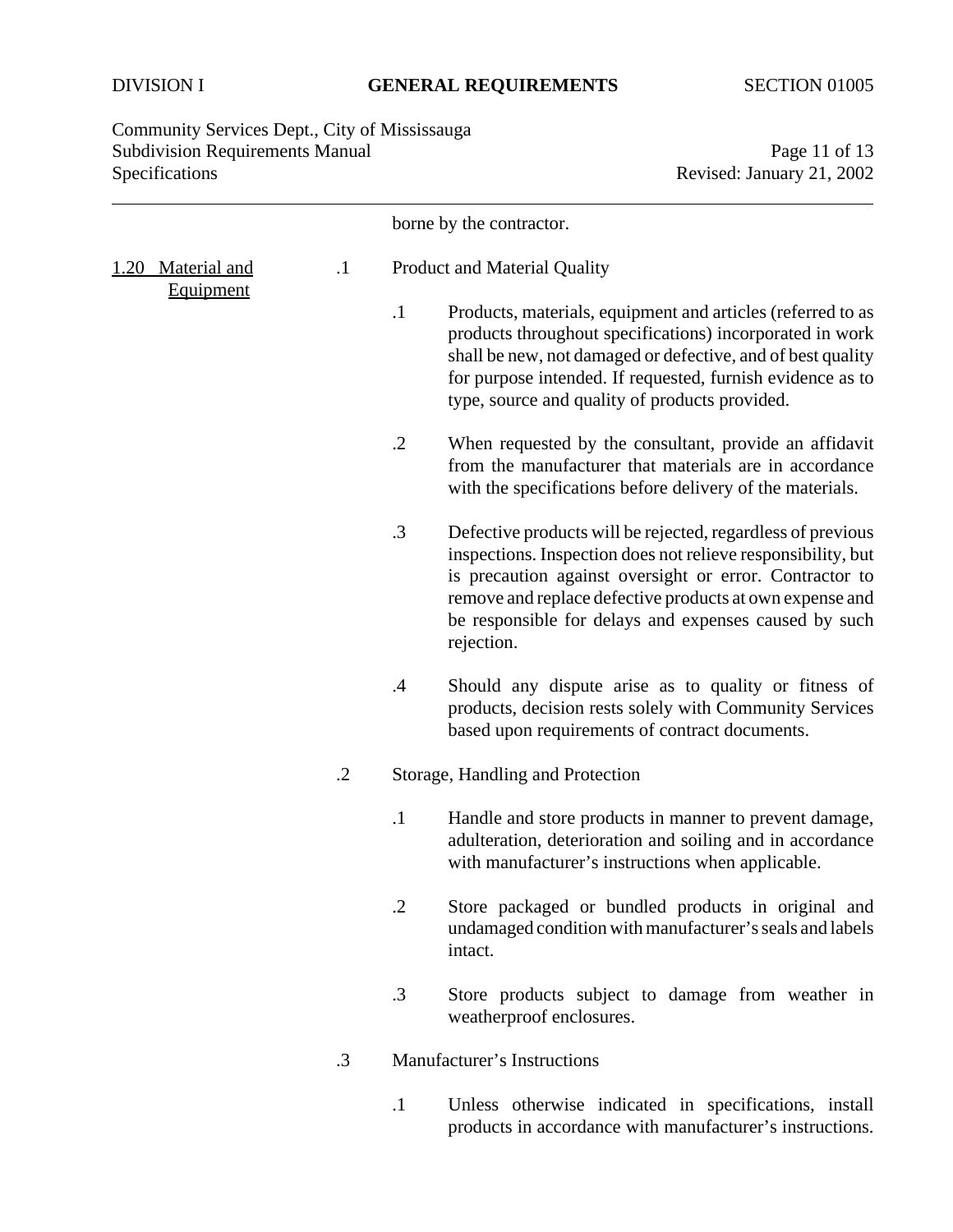borne by the contractor.

## 1.20 Material and Equipment

.1 Product and Material Quality

- .1 Products, materials, equipment and articles (referred to as products throughout specifications) incorporated in work shall be new, not damaged or defective, and of best quality for purpose intended. If requested, furnish evidence as to type, source and quality of products provided.

- .2 When requested by the consultant, provide an affidavit from the manufacturer that materials are in accordance with the specifications before delivery of the materials.

- .3 Defective products will be rejected, regardless of previous inspections. Inspection does not relieve responsibility, but is precaution against oversight or error. Contractor to remove and replace defective products at own expense and be responsible for delays and expenses caused by such rejection.

- .4 Should any dispute arise as to quality or fitness of products, decision rests solely with Community Services based upon requirements of contract documents.

.2 Storage, Handling and Protection

- .1 Handle and store products in manner to prevent damage, adulteration, deterioration and soiling and in accordance with manufacturer's instructions when applicable.

- .2 Store packaged or bundled products in original and undamaged condition with manufacturer's seals and labels intact.

- .3 Store products subject to damage from weather in weatherproof enclosures.

.3 Manufacturer's Instructions

- .1 Unless otherwise indicated in specifications, install products in accordance with manufacturer's instructions.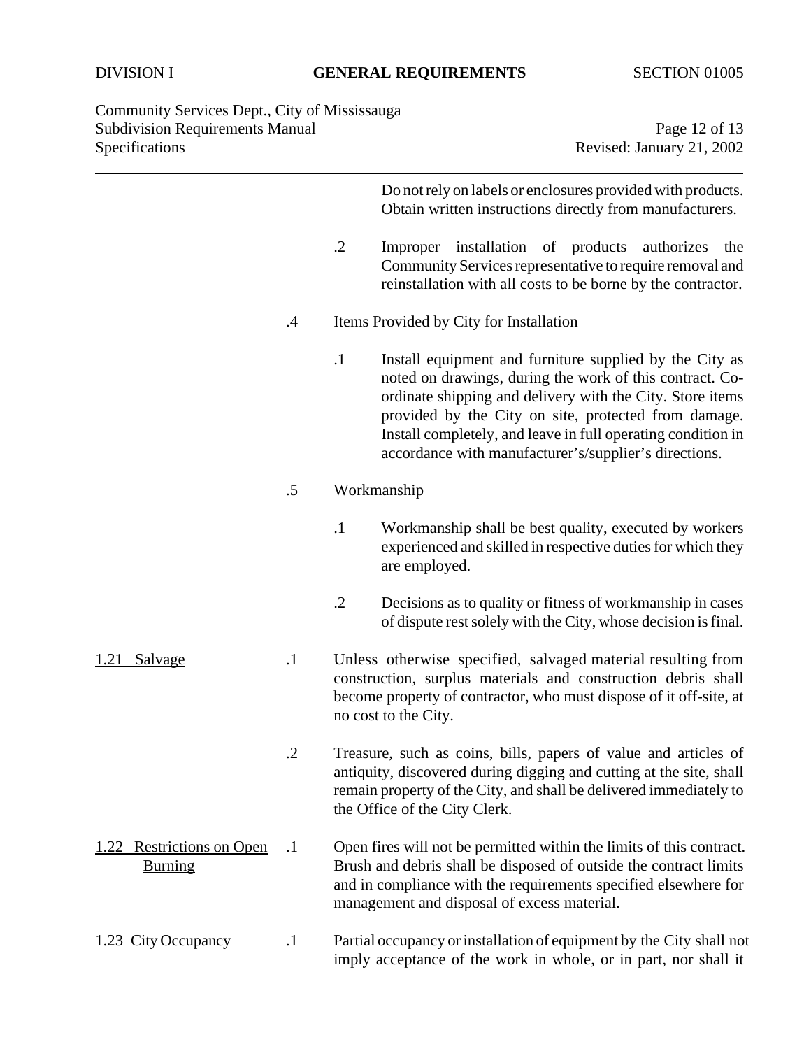Do not rely on labels or enclosures provided with products. Obtain written instructions directly from manufacturers.

.2 Improper installation of products authorizes the Community Services representative to require removal and reinstallation with all costs to be borne by the contractor.

.4 Items Provided by City for Installation

.1 Install equipment and furniture supplied by the City as noted on drawings, during the work of this contract. Co-ordinate shipping and delivery with the City. Store items provided by the City on site, protected from damage. Install completely, and leave in full operating condition in accordance with manufacturer's/supplier's directions.

.5 Workmanship

.1 Workmanship shall be best quality, executed by workers experienced and skilled in respective duties for which they are employed.

.2 Decisions as to quality or fitness of workmanship in cases of dispute rest solely with the City, whose decision is final.

1.21 Salvage

.1 Unless otherwise specified, salvaged material resulting from construction, surplus materials and construction debris shall become property of contractor, who must dispose of it off-site, at no cost to the City.

.2 Treasure, such as coins, bills, papers of value and articles of antiquity, discovered during digging and cutting at the site, shall remain property of the City, and shall be delivered immediately to the Office of the City Clerk.

1.22 Restrictions on Open Burning

.1 Open fires will not be permitted within the limits of this contract. Brush and debris shall be disposed of outside the contract limits and in compliance with the requirements specified elsewhere for management and disposal of excess material.

1.23 City Occupancy

.1 Partial occupancy or installation of equipment by the City shall not imply acceptance of the work in whole, or in part, nor shall it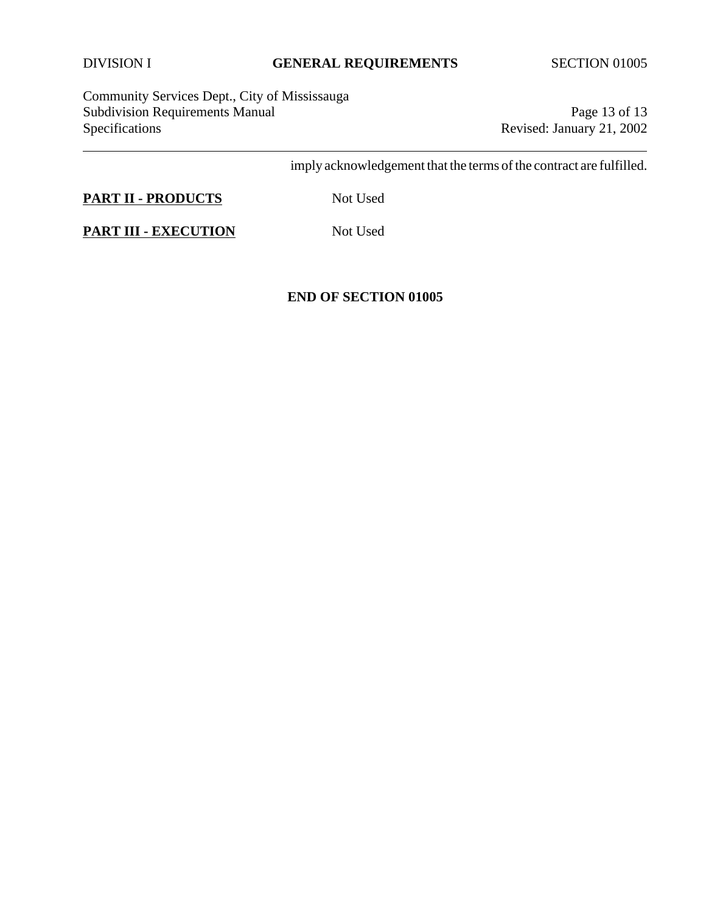imply acknowledgement that the terms of the contract are fulfilled.

**PART II - PRODUCTS** Not Used

**PART III - EXECUTION** Not Used

**END OF SECTION 01005**